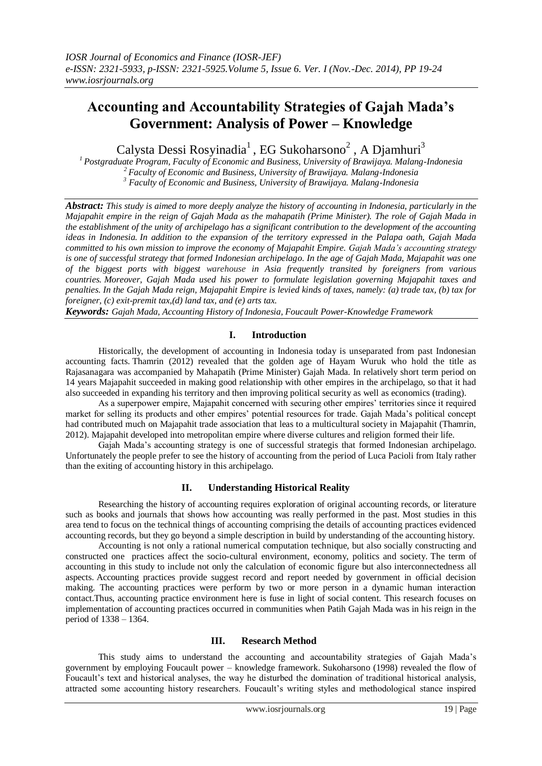# Accounting and Accountability Strategies of Gajah Mada's Government: Analysis of Power – Knowledge

Calysta Dessi Rosyinadia[1], EG Sukoharsono[2], A Djamhuri[3]

[1] *Postgraduate Program, Faculty of Economic and Business, University of Brawijaya. Malang-Indonesia*
[2] *Faculty of Economic and Business, University of Brawijaya. Malang-Indonesia*
[3] *Faculty of Economic and Business, University of Brawijaya. Malang-Indonesia*

***Abstract:*** *This study is aimed to more deeply analyze the history of accounting in Indonesia, particularly in the Majapahit empire in the reign of Gajah Mada as the mahapatih (Prime Minister). The role of Gajah Mada in the establishment of the unity of archipelago has a significant contribution to the development of the accounting ideas in Indonesia. In addition to the expansion of the territory expressed in the Palapa oath, Gajah Mada committed to his own mission to improve the economy of Majapahit Empire. Gajah Mada's accounting strategy is one of successful strategy that formed Indonesian archipelago. In the age of Gajah Mada, Majapahit was one of the biggest ports with biggest warehouse in Asia frequently transited by foreigners from various countries. Moreover, Gajah Mada used his power to formulate legislation governing Majapahit taxes and penalties. In the Gajah Mada reign, Majapahit Empire is levied kinds of taxes, namely: (a) trade tax, (b) tax for foreigner, (c) exit-premit tax,(d) land tax, and (e) arts tax.*

***Keywords:*** *Gajah Mada, Accounting History of Indonesia, Foucault Power-Knowledge Framework*

## I. Introduction

Historically, the development of accounting in Indonesia today is unseparated from past Indonesian accounting facts. Thamrin (2012) revealed that the golden age of Hayam Wuruk who hold the title as Rajasanagara was accompanied by Mahapatih (Prime Minister) Gajah Mada. In relatively short term period on 14 years Majapahit succeeded in making good relationship with other empires in the archipelago, so that it had also succeeded in expanding his territory and then improving political security as well as economics (trading).

As a superpower empire, Majapahit concerned with securing other empires' territories since it required market for selling its products and other empires' potential resources for trade. Gajah Mada's political concept had contributed much on Majapahit trade association that leas to a multicultural society in Majapahit (Thamrin, 2012). Majapahit developed into metropolitan empire where diverse cultures and religion formed their life.

Gajah Mada's accounting strategy is one of successful strategis that formed Indonesian archipelago. Unfortunately the people prefer to see the history of accounting from the period of Luca Pacioli from Italy rather than the exiting of accounting history in this archipelago.

## II. Understanding Historical Reality

Researching the history of accounting requires exploration of original accounting records, or literature such as books and journals that shows how accounting was really performed in the past. Most studies in this area tend to focus on the technical things of accounting comprising the details of accounting practices evidenced accounting records, but they go beyond a simple description in build by understanding of the accounting history.

Accounting is not only a rational numerical computation technique, but also socially constructing and constructed one practices affect the socio-cultural environment, economy, politics and society. The term of accounting in this study to include not only the calculation of economic figure but also interconnectedness all aspects. Accounting practices provide suggest record and report needed by government in official decision making. The accounting practices were perform by two or more person in a dynamic human interaction contact.Thus, accounting practice environment here is fuse in light of social content. This research focuses on implementation of accounting practices occurred in communities when Patih Gajah Mada was in his reign in the period of 1338 – 1364.

## III. Research Method

This study aims to understand the accounting and accountability strategies of Gajah Mada's government by employing Foucault power – knowledge framework. Sukoharsono (1998) revealed the flow of Foucault's text and historical analyses, the way he disturbed the domination of traditional historical analysis, attracted some accounting history researchers. Foucault's writing styles and methodological stance inspired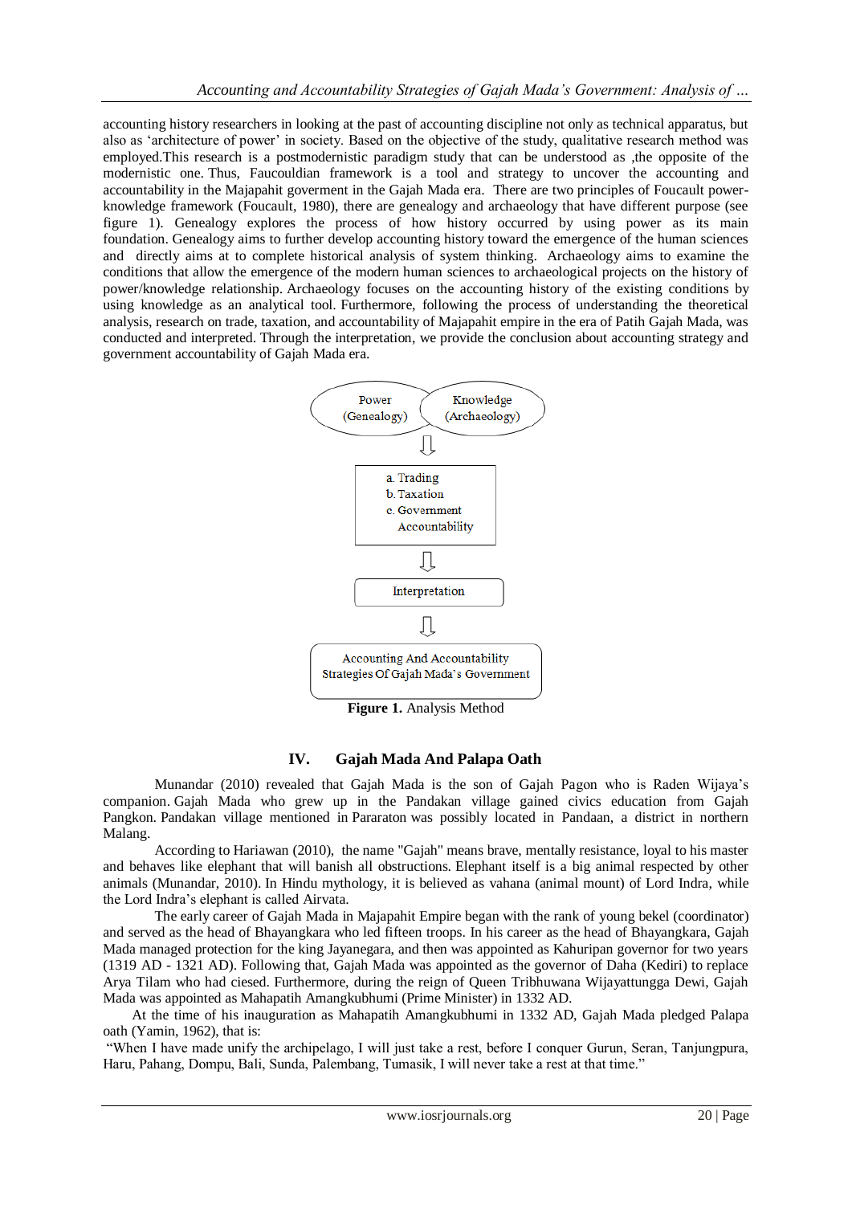accounting history researchers in looking at the past of accounting discipline not only as technical apparatus, but also as 'architecture of power' in society. Based on the objective of the study, qualitative research method was employed.This research is a postmodernistic paradigm study that can be understood as ,the opposite of the modernistic one. Thus, Faucouldian framework is a tool and strategy to uncover the accounting and accountability in the Majapahit goverment in the Gajah Mada era. There are two principles of Foucault power-knowledge framework (Foucault, 1980), there are genealogy and archaeology that have different purpose (see figure 1). Genealogy explores the process of how history occurred by using power as its main foundation. Genealogy aims to further develop accounting history toward the emergence of the human sciences and directly aims at to complete historical analysis of system thinking. Archaeology aims to examine the conditions that allow the emergence of the modern human sciences to archaeological projects on the history of power/knowledge relationship. Archaeology focuses on the accounting history of the existing conditions by using knowledge as an analytical tool. Furthermore, following the process of understanding the theoretical analysis, research on trade, taxation, and accountability of Majapahit empire in the era of Patih Gajah Mada, was conducted and interpreted. Through the interpretation, we provide the conclusion about accounting strategy and government accountability of Gajah Mada era.

Power (Genealogy) — Knowledge (Archaeology)

⇩

a. Trading
b. Taxation
c. Government Accountability

⇩

Interpretation

⇩

Accounting And Accountability Strategies Of Gajah Mada's Government

**Figure 1.** Analysis Method

## IV. Gajah Mada And Palapa Oath

Munandar (2010) revealed that Gajah Mada is the son of Gajah Pagon who is Raden Wijaya's companion. Gajah Mada who grew up in the Pandakan village gained civics education from Gajah Pangkon. Pandakan village mentioned in Pararaton was possibly located in Pandaan, a district in northern Malang.

According to Hariawan (2010), the name "Gajah" means brave, mentally resistance, loyal to his master and behaves like elephant that will banish all obstructions. Elephant itself is a big animal respected by other animals (Munandar, 2010). In Hindu mythology, it is believed as vahana (animal mount) of Lord Indra, while the Lord Indra's elephant is called Airvata.

The early career of Gajah Mada in Majapahit Empire began with the rank of young bekel (coordinator) and served as the head of Bhayangkara who led fifteen troops. In his career as the head of Bhayangkara, Gajah Mada managed protection for the king Jayanegara, and then was appointed as Kahuripan governor for two years (1319 AD - 1321 AD). Following that, Gajah Mada was appointed as the governor of Daha (Kediri) to replace Arya Tilam who had ciesed. Furthermore, during the reign of Queen Tribhuwana Wijayattungga Dewi, Gajah Mada was appointed as Mahapatih Amangkubhumi (Prime Minister) in 1332 AD.

At the time of his inauguration as Mahapatih Amangkubhumi in 1332 AD, Gajah Mada pledged Palapa oath (Yamin, 1962), that is:

"When I have made unify the archipelago, I will just take a rest, before I conquer Gurun, Seran, Tanjungpura, Haru, Pahang, Dompu, Bali, Sunda, Palembang, Tumasik, I will never take a rest at that time."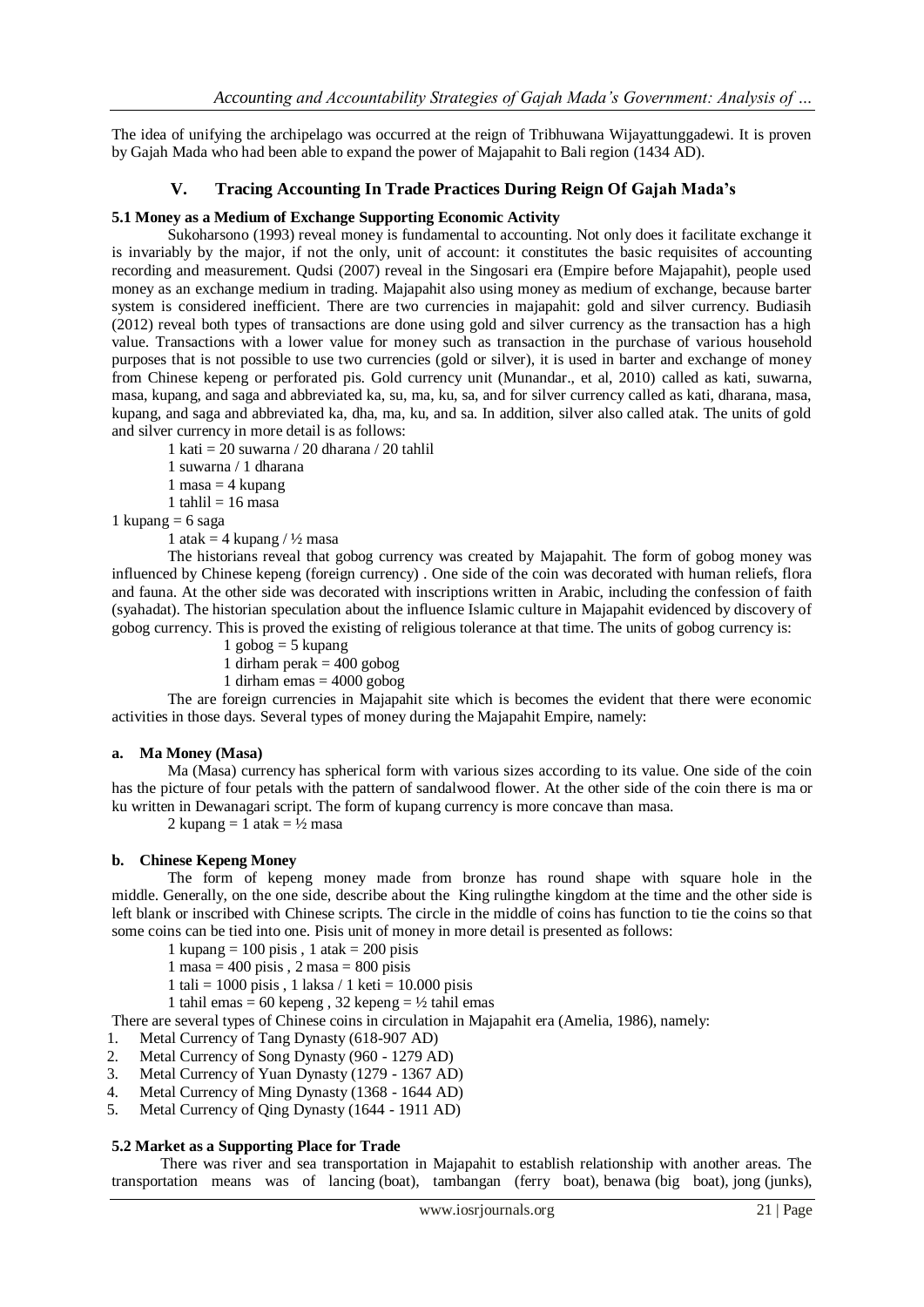The idea of unifying the archipelago was occurred at the reign of Tribhuwana Wijayattunggadewi. It is proven by Gajah Mada who had been able to expand the power of Majapahit to Bali region (1434 AD).

## V. Tracing Accounting In Trade Practices During Reign Of Gajah Mada's

### 5.1 Money as a Medium of Exchange Supporting Economic Activity

Sukoharsono (1993) reveal money is fundamental to accounting. Not only does it facilitate exchange it is invariably by the major, if not the only, unit of account: it constitutes the basic requisites of accounting recording and measurement. Qudsi (2007) reveal in the Singosari era (Empire before Majapahit), people used money as an exchange medium in trading. Majapahit also using money as medium of exchange, because barter system is considered inefficient. There are two currencies in majapahit: gold and silver currency. Budiasih (2012) reveal both types of transactions are done using gold and silver currency as the transaction has a high value. Transactions with a lower value for money such as transaction in the purchase of various household purposes that is not possible to use two currencies (gold or silver), it is used in barter and exchange of money from Chinese kepeng or perforated pis. Gold currency unit (Munandar., et al, 2010) called as kati, suwarna, masa, kupang, and saga and abbreviated ka, su, ma, ku, sa, and for silver currency called as kati, dharana, masa, kupang, and saga and abbreviated ka, dha, ma, ku, and sa. In addition, silver also called atak. The units of gold and silver currency in more detail is as follows:

1 kati = 20 suwarna / 20 dharana / 20 tahlil

1 suwarna / 1 dharana

1 masa = 4 kupang

1 tahlil = 16 masa

1 kupang = 6 saga

1 atak = 4 kupang / ½ masa

The historians reveal that gobog currency was created by Majapahit. The form of gobog money was influenced by Chinese kepeng (foreign currency) . One side of the coin was decorated with human reliefs, flora and fauna. At the other side was decorated with inscriptions written in Arabic, including the confession of faith (syahadat). The historian speculation about the influence Islamic culture in Majapahit evidenced by discovery of gobog currency. This is proved the existing of religious tolerance at that time. The units of gobog currency is:

1 gobog = 5 kupang

1 dirham perak = 400 gobog

1 dirham emas = 4000 gobog

The are foreign currencies in Majapahit site which is becomes the evident that there were economic activities in those days. Several types of money during the Majapahit Empire, namely:

**a. Ma Money (Masa)**

Ma (Masa) currency has spherical form with various sizes according to its value. One side of the coin has the picture of four petals with the pattern of sandalwood flower. At the other side of the coin there is ma or ku written in Dewanagari script. The form of kupang currency is more concave than masa.

2 kupang = 1 atak = ½ masa

**b. Chinese Kepeng Money**

The form of kepeng money made from bronze has round shape with square hole in the middle. Generally, on the one side, describe about the King rulingthe kingdom at the time and the other side is left blank or inscribed with Chinese scripts. The circle in the middle of coins has function to tie the coins so that some coins can be tied into one. Pisis unit of money in more detail is presented as follows:

1 kupang = 100 pisis , 1 atak = 200 pisis

1 masa = 400 pisis , 2 masa = 800 pisis

1 tali = 1000 pisis , 1 laksa / 1 keti = 10.000 pisis

1 tahil emas = 60 kepeng , 32 kepeng = ½ tahil emas

There are several types of Chinese coins in circulation in Majapahit era (Amelia, 1986), namely:

1. Metal Currency of Tang Dynasty (618-907 AD)
2. Metal Currency of Song Dynasty (960 - 1279 AD)
3. Metal Currency of Yuan Dynasty (1279 - 1367 AD)
4. Metal Currency of Ming Dynasty (1368 - 1644 AD)
5. Metal Currency of Qing Dynasty (1644 - 1911 AD)

### 5.2 Market as a Supporting Place for Trade

There was river and sea transportation in Majapahit to establish relationship with another areas. The transportation means was of lancing (boat), tambangan (ferry boat), benawa (big boat), jong (junks),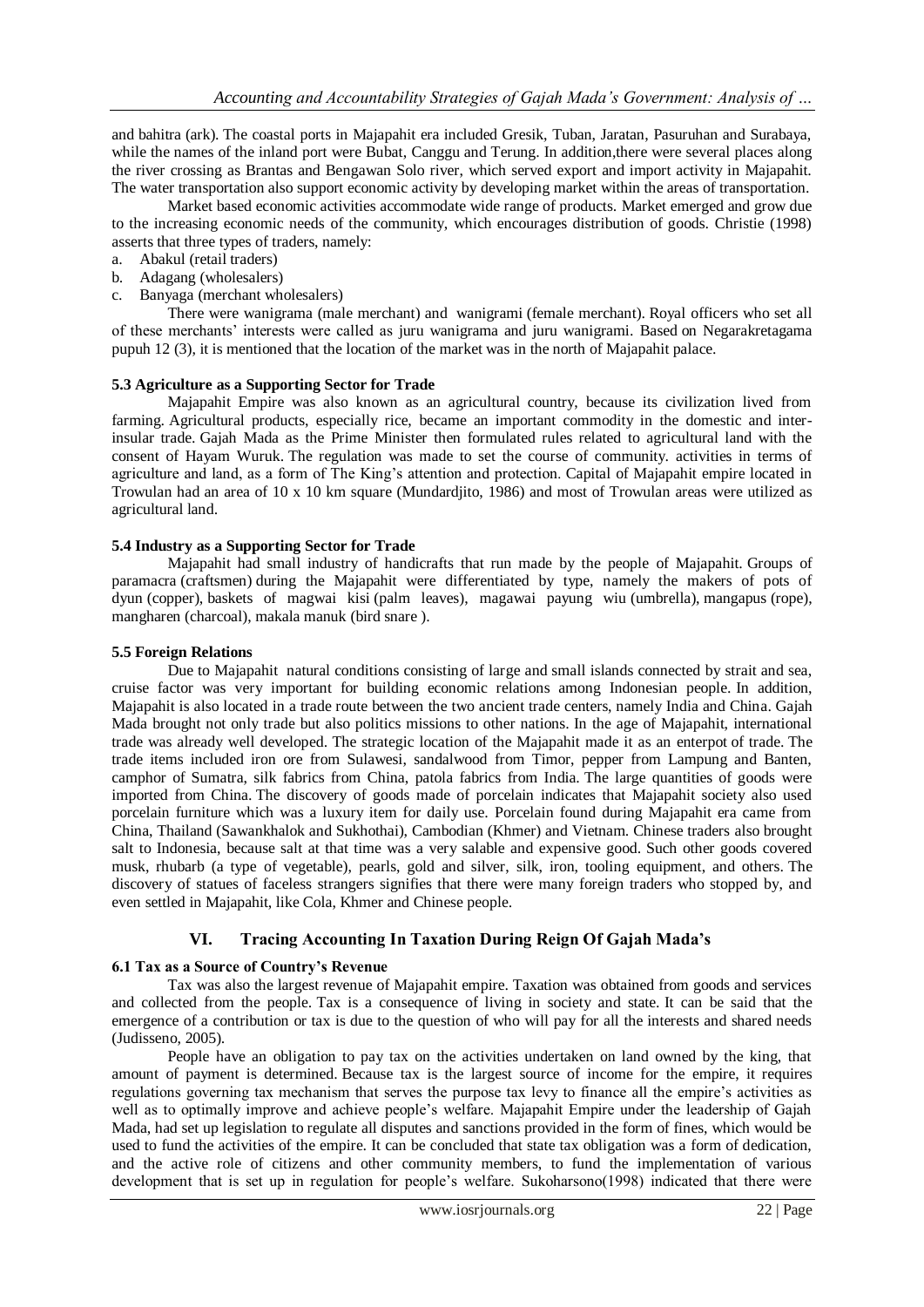and bahitra (ark). The coastal ports in Majapahit era included Gresik, Tuban, Jaratan, Pasuruhan and Surabaya, while the names of the inland port were Bubat, Canggu and Terung. In addition,there were several places along the river crossing as Brantas and Bengawan Solo river, which served export and import activity in Majapahit. The water transportation also support economic activity by developing market within the areas of transportation.

Market based economic activities accommodate wide range of products. Market emerged and grow due to the increasing economic needs of the community, which encourages distribution of goods. Christie (1998) asserts that three types of traders, namely:

a. Abakul (retail traders)
b. Adagang (wholesalers)
c. Banyaga (merchant wholesalers)

There were wanigrama (male merchant) and wanigrami (female merchant). Royal officers who set all of these merchants' interests were called as juru wanigrama and juru wanigrami. Based on Negarakretagama pupuh 12 (3), it is mentioned that the location of the market was in the north of Majapahit palace.

### 5.3 Agriculture as a Supporting Sector for Trade

Majapahit Empire was also known as an agricultural country, because its civilization lived from farming. Agricultural products, especially rice, became an important commodity in the domestic and inter-insular trade. Gajah Mada as the Prime Minister then formulated rules related to agricultural land with the consent of Hayam Wuruk. The regulation was made to set the course of community. activities in terms of agriculture and land, as a form of The King's attention and protection. Capital of Majapahit empire located in Trowulan had an area of 10 x 10 km square (Mundardjito, 1986) and most of Trowulan areas were utilized as agricultural land.

### 5.4 Industry as a Supporting Sector for Trade

Majapahit had small industry of handicrafts that run made by the people of Majapahit. Groups of paramacra (craftsmen) during the Majapahit were differentiated by type, namely the makers of pots of dyun (copper), baskets of magwai kisi (palm leaves), magawai payung wiu (umbrella), mangapus (rope), mangharen (charcoal), makala manuk (bird snare ).

### 5.5 Foreign Relations

Due to Majapahit natural conditions consisting of large and small islands connected by strait and sea, cruise factor was very important for building economic relations among Indonesian people. In addition, Majapahit is also located in a trade route between the two ancient trade centers, namely India and China. Gajah Mada brought not only trade but also politics missions to other nations. In the age of Majapahit, international trade was already well developed. The strategic location of the Majapahit made it as an enterpot of trade. The trade items included iron ore from Sulawesi, sandalwood from Timor, pepper from Lampung and Banten, camphor of Sumatra, silk fabrics from China, patola fabrics from India. The large quantities of goods were imported from China. The discovery of goods made of porcelain indicates that Majapahit society also used porcelain furniture which was a luxury item for daily use. Porcelain found during Majapahit era came from China, Thailand (Sawankhalok and Sukhothai), Cambodian (Khmer) and Vietnam. Chinese traders also brought salt to Indonesia, because salt at that time was a very salable and expensive good. Such other goods covered musk, rhubarb (a type of vegetable), pearls, gold and silver, silk, iron, tooling equipment, and others. The discovery of statues of faceless strangers signifies that there were many foreign traders who stopped by, and even settled in Majapahit, like Cola, Khmer and Chinese people.

## VI. Tracing Accounting In Taxation During Reign Of Gajah Mada's

### 6.1 Tax as a Source of Country's Revenue

Tax was also the largest revenue of Majapahit empire. Taxation was obtained from goods and services and collected from the people. Tax is a consequence of living in society and state. It can be said that the emergence of a contribution or tax is due to the question of who will pay for all the interests and shared needs (Judisseno, 2005).

People have an obligation to pay tax on the activities undertaken on land owned by the king, that amount of payment is determined. Because tax is the largest source of income for the empire, it requires regulations governing tax mechanism that serves the purpose tax levy to finance all the empire's activities as well as to optimally improve and achieve people's welfare. Majapahit Empire under the leadership of Gajah Mada, had set up legislation to regulate all disputes and sanctions provided in the form of fines, which would be used to fund the activities of the empire. It can be concluded that state tax obligation was a form of dedication, and the active role of citizens and other community members, to fund the implementation of various development that is set up in regulation for people's welfare. Sukoharsono(1998) indicated that there were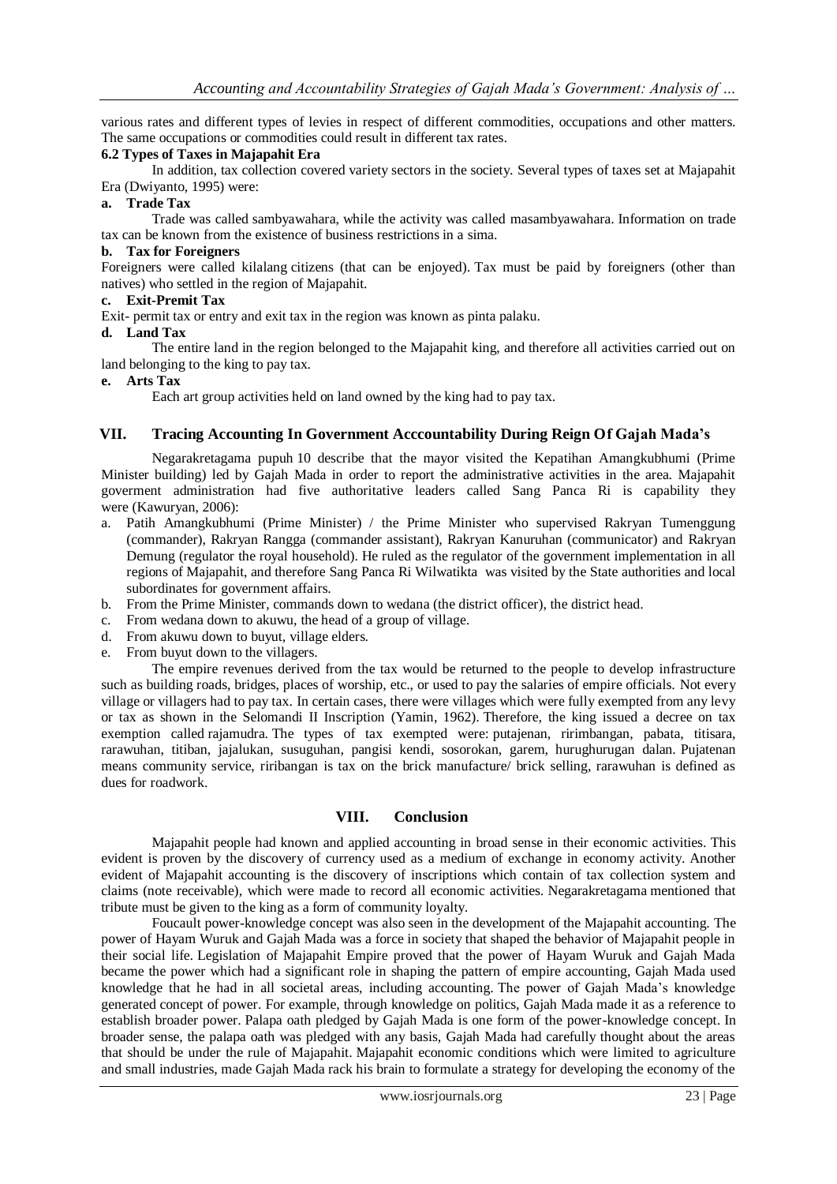various rates and different types of levies in respect of different commodities, occupations and other matters. The same occupations or commodities could result in different tax rates.

### 6.2 Types of Taxes in Majapahit Era

In addition, tax collection covered variety sectors in the society. Several types of taxes set at Majapahit Era (Dwiyanto, 1995) were:

**a. Trade Tax**

Trade was called sambyawahara, while the activity was called masambyawahara. Information on trade tax can be known from the existence of business restrictions in a sima.

**b. Tax for Foreigners**

Foreigners were called kilalang citizens (that can be enjoyed). Tax must be paid by foreigners (other than natives) who settled in the region of Majapahit.

**c. Exit-Premit Tax**

Exit- permit tax or entry and exit tax in the region was known as pinta palaku.

**d. Land Tax**

The entire land in the region belonged to the Majapahit king, and therefore all activities carried out on land belonging to the king to pay tax.

**e. Arts Tax**

Each art group activities held on land owned by the king had to pay tax.

## VII. Tracing Accounting In Government Acccountability During Reign Of Gajah Mada's

Negarakretagama pupuh 10 describe that the mayor visited the Kepatihan Amangkubhumi (Prime Minister building) led by Gajah Mada in order to report the administrative activities in the area. Majapahit goverment administration had five authoritative leaders called Sang Panca Ri is capability they were (Kawuryan, 2006):

a. Patih Amangkubhumi (Prime Minister) / the Prime Minister who supervised Rakryan Tumenggung (commander), Rakryan Rangga (commander assistant), Rakryan Kanuruhan (communicator) and Rakryan Demung (regulator the royal household). He ruled as the regulator of the government implementation in all regions of Majapahit, and therefore Sang Panca Ri Wilwatikta was visited by the State authorities and local subordinates for government affairs.
b. From the Prime Minister, commands down to wedana (the district officer), the district head.
c. From wedana down to akuwu, the head of a group of village.
d. From akuwu down to buyut, village elders.
e. From buyut down to the villagers.

The empire revenues derived from the tax would be returned to the people to develop infrastructure such as building roads, bridges, places of worship, etc., or used to pay the salaries of empire officials. Not every village or villagers had to pay tax. In certain cases, there were villages which were fully exempted from any levy or tax as shown in the Selomandi II Inscription (Yamin, 1962). Therefore, the king issued a decree on tax exemption called rajamudra. The types of tax exempted were: putajenan, ririmbangan, pabata, titisara, rarawuhan, titiban, jajalukan, susuguhan, pangisi kendi, sosorokan, garem, hurughurugan dalan. Pujatenan means community service, riribangan is tax on the brick manufacture/ brick selling, rarawuhan is defined as dues for roadwork.

## VIII. Conclusion

Majapahit people had known and applied accounting in broad sense in their economic activities. This evident is proven by the discovery of currency used as a medium of exchange in economy activity. Another evident of Majapahit accounting is the discovery of inscriptions which contain of tax collection system and claims (note receivable), which were made to record all economic activities. Negarakretagama mentioned that tribute must be given to the king as a form of community loyalty.

Foucault power-knowledge concept was also seen in the development of the Majapahit accounting. The power of Hayam Wuruk and Gajah Mada was a force in society that shaped the behavior of Majapahit people in their social life. Legislation of Majapahit Empire proved that the power of Hayam Wuruk and Gajah Mada became the power which had a significant role in shaping the pattern of empire accounting, Gajah Mada used knowledge that he had in all societal areas, including accounting. The power of Gajah Mada's knowledge generated concept of power. For example, through knowledge on politics, Gajah Mada made it as a reference to establish broader power. Palapa oath pledged by Gajah Mada is one form of the power-knowledge concept. In broader sense, the palapa oath was pledged with any basis, Gajah Mada had carefully thought about the areas that should be under the rule of Majapahit. Majapahit economic conditions which were limited to agriculture and small industries, made Gajah Mada rack his brain to formulate a strategy for developing the economy of the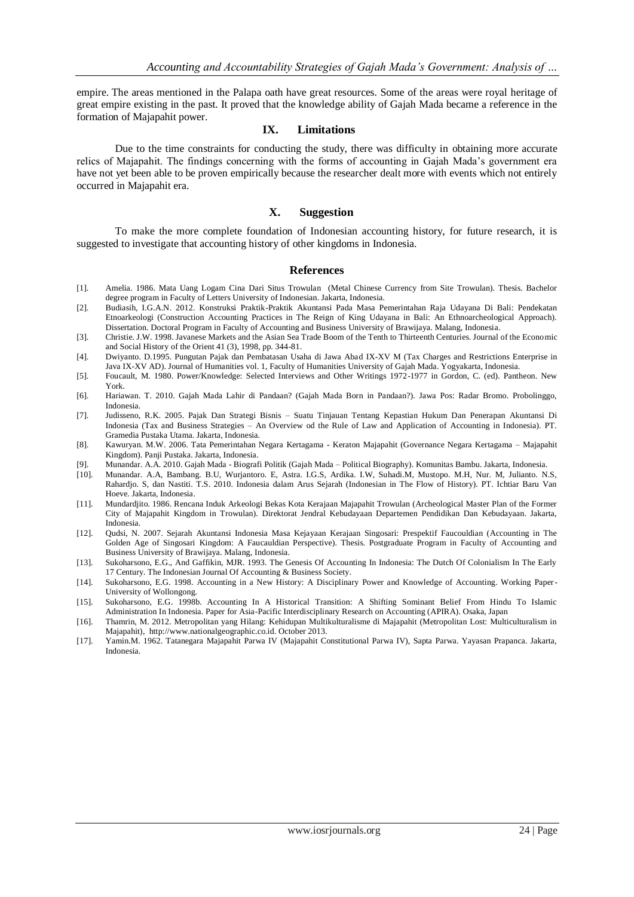empire. The areas mentioned in the Palapa oath have great resources. Some of the areas were royal heritage of great empire existing in the past. It proved that the knowledge ability of Gajah Mada became a reference in the formation of Majapahit power.

## IX. Limitations

Due to the time constraints for conducting the study, there was difficulty in obtaining more accurate relics of Majapahit. The findings concerning with the forms of accounting in Gajah Mada's government era have not yet been able to be proven empirically because the researcher dealt more with events which not entirely occurred in Majapahit era.

## X. Suggestion

To make the more complete foundation of Indonesian accounting history, for future research, it is suggested to investigate that accounting history of other kingdoms in Indonesia.

## References

[1]. Amelia. 1986. Mata Uang Logam Cina Dari Situs Trowulan (Metal Chinese Currency from Site Trowulan). Thesis. Bachelor degree program in Faculty of Letters University of Indonesian. Jakarta, Indonesia.

[2]. Budiasih, I.G.A.N. 2012. Konstruksi Praktik-Praktik Akuntansi Pada Masa Pemerintahan Raja Udayana Di Bali: Pendekatan Etnoarkeologi (Construction Accounting Practices in The Reign of King Udayana in Bali: An Ethnoarcheological Approach). Dissertation. Doctoral Program in Faculty of Accounting and Business University of Brawijaya. Malang, Indonesia.

[3]. Christie. J.W. 1998. Javanese Markets and the Asian Sea Trade Boom of the Tenth to Thirteenth Centuries. Journal of the Economic and Social History of the Orient 41 (3), 1998, pp. 344-81.

[4]. Dwiyanto. D.1995. Pungutan Pajak dan Pembatasan Usaha di Jawa Abad IX-XV M (Tax Charges and Restrictions Enterprise in Java IX-XV AD). Journal of Humanities vol. 1, Faculty of Humanities University of Gajah Mada. Yogyakarta, Indonesia.

[5]. Foucault, M. 1980. Power/Knowledge: Selected Interviews and Other Writings 1972-1977 in Gordon, C. (ed). Pantheon. New York.

[6]. Hariawan. T. 2010. Gajah Mada Lahir di Pandaan? (Gajah Mada Born in Pandaan?). Jawa Pos: Radar Bromo. Probolinggo, Indonesia.

[7]. Judisseno, R.K. 2005. Pajak Dan Strategi Bisnis – Suatu Tinjauan Tentang Kepastian Hukum Dan Penerapan Akuntansi Di Indonesia (Tax and Business Strategies – An Overview od the Rule of Law and Application of Accounting in Indonesia). PT. Gramedia Pustaka Utama. Jakarta, Indonesia.

[8]. Kawuryan. M.W. 2006. Tata Pemerintahan Negara Kertagama - Keraton Majapahit (Governance Negara Kertagama – Majapahit Kingdom). Panji Pustaka. Jakarta, Indonesia.

[9]. Munandar. A.A. 2010. Gajah Mada - Biografi Politik (Gajah Mada – Political Biography). Komunitas Bambu. Jakarta, Indonesia.

[10]. Munandar. A.A, Bambang. B.U, Wurjantoro. E, Astra. I.G.S, Ardika. I.W, Suhadi.M, Mustopo. M.H, Nur. M, Julianto. N.S, Rahardjo. S, dan Nastiti. T.S. 2010. Indonesia dalam Arus Sejarah (Indonesian in The Flow of History). PT. Ichtiar Baru Van Hoeve. Jakarta, Indonesia.

[11]. Mundardjito. 1986. Rencana Induk Arkeologi Bekas Kota Kerajaan Majapahit Trowulan (Archeological Master Plan of the Former City of Majapahit Kingdom in Trowulan). Direktorat Jendral Kebudayaan Departemen Pendidikan Dan Kebudayaan. Jakarta, Indonesia.

[12]. Qudsi, N. 2007. Sejarah Akuntansi Indonesia Masa Kejayaan Kerajaan Singosari: Prespektif Faucouldian (Accounting in The Golden Age of Singosari Kingdom: A Faucauldian Perspective). Thesis. Postgraduate Program in Faculty of Accounting and Business University of Brawijaya. Malang, Indonesia.

[13]. Sukoharsono, E.G., And Gaffikin, MJR. 1993. The Genesis Of Accounting In Indonesia: The Dutch Of Colonialism In The Early 17 Century. The Indonesian Journal Of Accounting & Business Society.

[14]. Sukoharsono, E.G. 1998. Accounting in a New History: A Disciplinary Power and Knowledge of Accounting. Working Paper-University of Wollongong.

[15]. Sukoharsono, E.G. 1998b. Accounting In A Historical Transition: A Shifting Sominant Belief From Hindu To Islamic Administration In Indonesia. Paper for Asia-Pacific Interdisciplinary Research on Accounting (APIRA). Osaka, Japan

[16]. Thamrin, M. 2012. Metropolitan yang Hilang: Kehidupan Multikulturalisme di Majapahit (Metropolitan Lost: Multiculturalism in Majapahit), http://www.nationalgeographic.co.id. October 2013.

[17]. Yamin.M. 1962. Tatanegara Majapahit Parwa IV (Majapahit Constitutional Parwa IV), Sapta Parwa. Yayasan Prapanca. Jakarta, Indonesia.